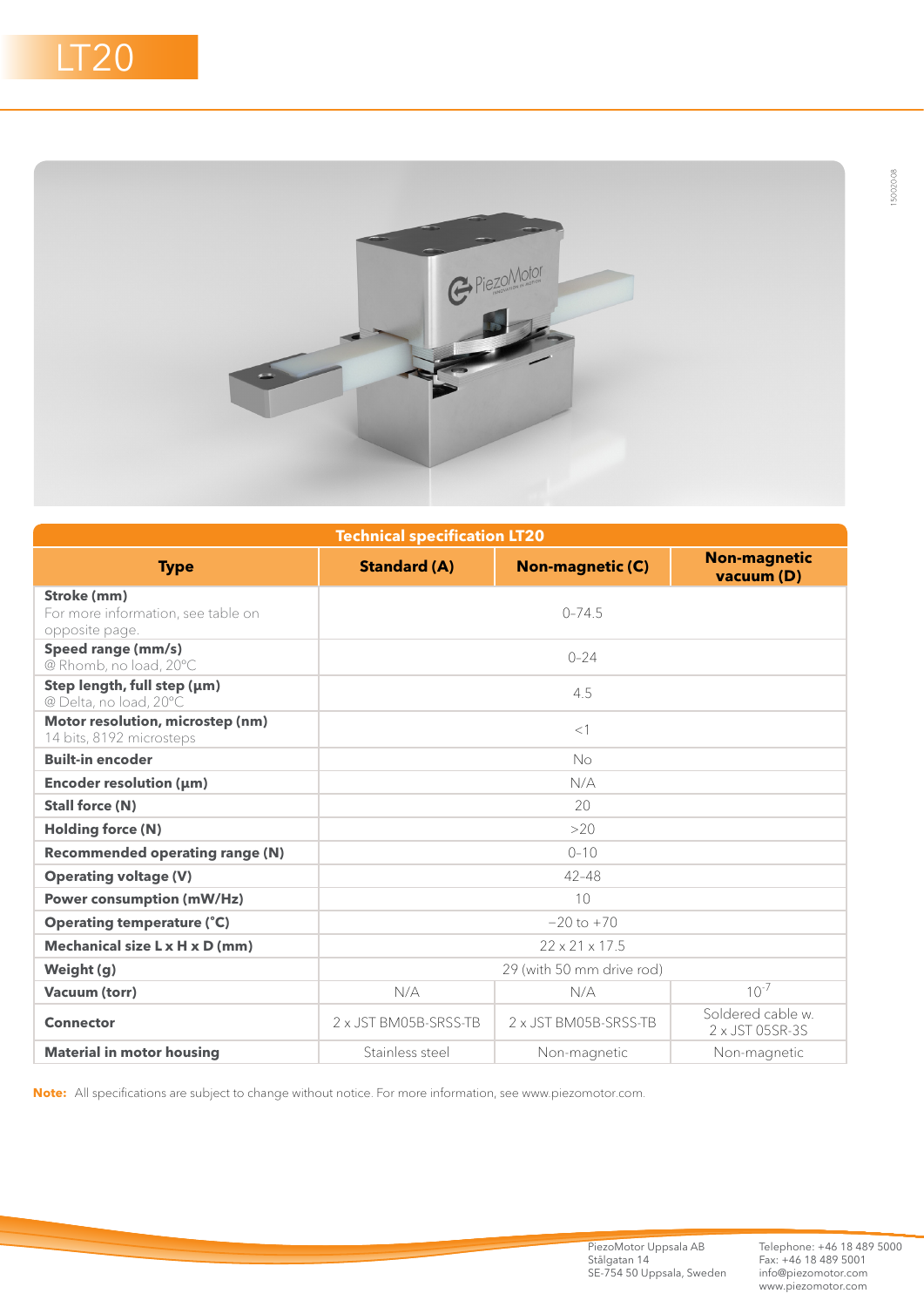# LT20

| Technical specification LT20 | | | |
|---|---|---|---|
| **Type** | **Standard (A)** | **Non-magnetic (C)** | **Non-magnetic vacuum (D)** |
| **Stroke (mm)** For more information, see table on opposite page. | 0–74.5 | | |
| **Speed range (mm/s)** @ Rhomb, no load, 20°C | 0–24 | | |
| **Step length, full step (µm)** @ Delta, no load, 20°C | 4.5 | | |
| **Motor resolution, microstep (nm)** 14 bits, 8192 microsteps | <1 | | |
| **Built-in encoder** | No | | |
| **Encoder resolution (µm)** | N/A | | |
| **Stall force (N)** | 20 | | |
| **Holding force (N)** | >20 | | |
| **Recommended operating range (N)** | 0–10 | | |
| **Operating voltage (V)** | 42–48 | | |
| **Power consumption (mW/Hz)** | 10 | | |
| **Operating temperature (°C)** | −20 to +70 | | |
| **Mechanical size L x H x D (mm)** | 22 x 21 x 17.5 | | |
| **Weight (g)** | 29 (with 50 mm drive rod) | | |
| **Vacuum (torr)** | N/A | N/A | $10^{-7}$ |
| **Connector** | 2 x JST BM05B-SRSS-TB | 2 x JST BM05B-SRSS-TB | Soldered cable w. 2 x JST 05SR-3S |
| **Material in motor housing** | Stainless steel | Non-magnetic | Non-magnetic |

**Note:** All specifications are subject to change without notice. For more information, see www.piezomotor.com.

PiezoMotor Uppsala AB
Stålgatan 14
SE-754 50 Uppsala, Sweden

Telephone: +46 18 489 5000
Fax: +46 18 489 5001
info@piezomotor.com
www.piezomotor.com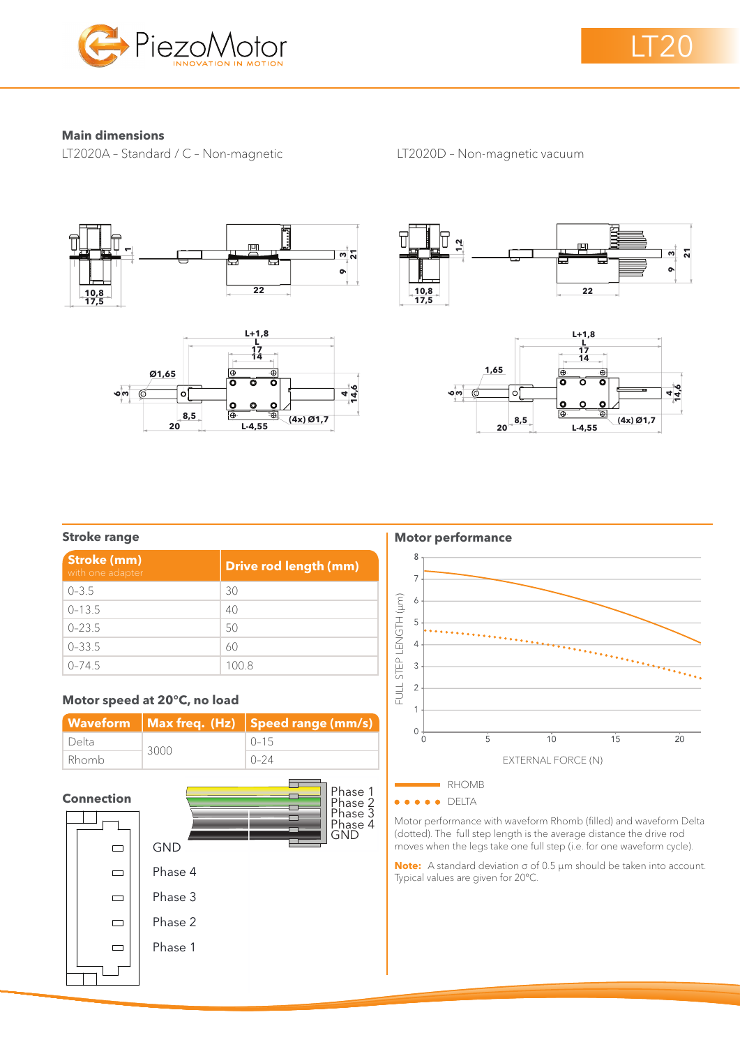LT20

## Main dimensions

LT2020A – Standard / C – Non-magnetic

LT2020D – Non-magnetic vacuum

10,8
17,5
1
22
3
9
21

10,8
17,5
1,2
22
3
9
21

L+1,8
L
17
14
Ø1,65
6
3
8,5
20
L-4,55
(4x) Ø1,7
4
14,6

L+1,8
L
17
14
1,65
6
3
8,5
20
L-4,55
(4x) Ø1,7
4
14,6

## Stroke range

| Stroke (mm) with one adapter | Drive rod length (mm) |
|---|---|
| 0–3.5 | 30 |
| 0–13.5 | 40 |
| 0–23.5 | 50 |
| 0–33.5 | 60 |
| 0–74.5 | 100.8 |

## Motor speed at 20°C, no load

| Waveform | Max freq. (Hz) | Speed range (mm/s) |
|---|---|---|
| Delta | 3000 | 0–15 |
| Rhomb | | 0–24 |

## Connection

Phase 1
Phase 2
Phase 3
Phase 4
GND

GND
Phase 4
Phase 3
Phase 2
Phase 1

## Motor performance

FULL STEP LENGTH (µm)
0
1
2
3
4
5
6
7
8
0
5
10
15
20
EXTERNAL FORCE (N)

RHOMB
DELTA

Motor performance with waveform Rhomb (filled) and waveform Delta (dotted). The full step length is the average distance the drive rod moves when the legs take one full step (i.e. for one waveform cycle).

**Note:** A standard deviation σ of 0.5 µm should be taken into account. Typical values are given for 20°C.